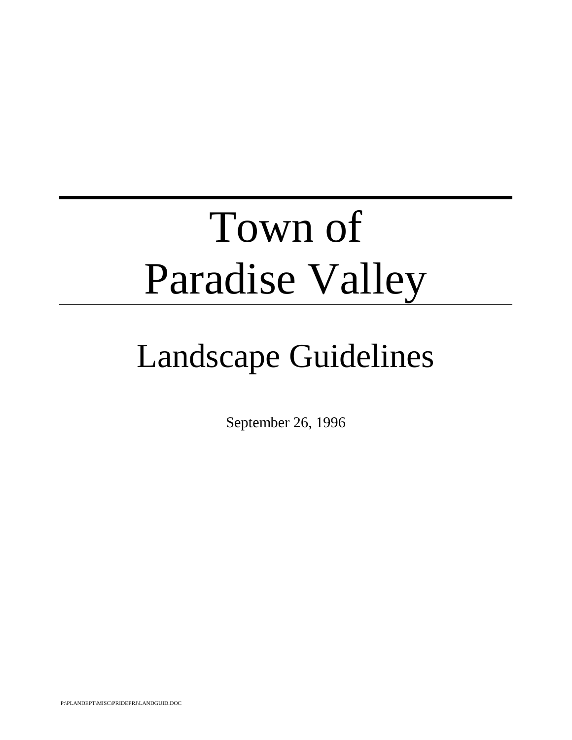# Town of Paradise Valley

## Landscape Guidelines

September 26, 1996

P:\PLANDEPT\MISC\PRIDEPRJ\LANDGUID.DOC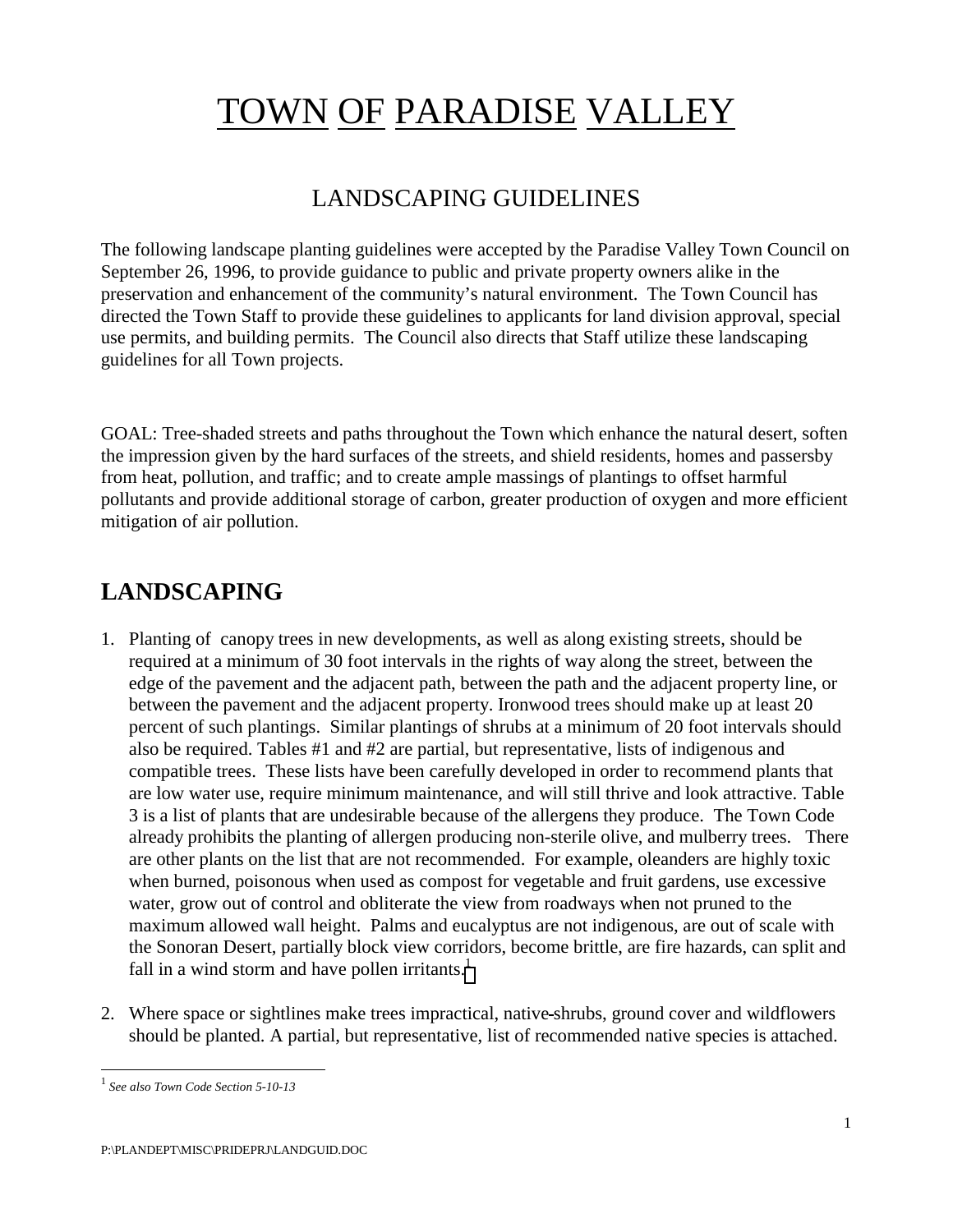# TOWN OF PARADISE VALLEY

## LANDSCAPING GUIDELINES

The following landscape planting guidelines were accepted by the Paradise Valley Town Council on September 26, 1996, to provide guidance to public and private property owners alike in the preservation and enhancement of the community's natural environment. The Town Council has directed the Town Staff to provide these guidelines to applicants for land division approval, special use permits, and building permits. The Council also directs that Staff utilize these landscaping guidelines for all Town projects.

GOAL: Tree-shaded streets and paths throughout the Town which enhance the natural desert, soften the impression given by the hard surfaces of the streets, and shield residents, homes and passersby from heat, pollution, and traffic; and to create ample massings of plantings to offset harmful pollutants and provide additional storage of carbon, greater production of oxygen and more efficient mitigation of air pollution.

## LANDSCAPING

1. Planting of canopy trees in new developments, as well as along existing streets, should be required at a minimum of 30 foot intervals in the rights of way along the street, between the edge of the pavement and the adjacent path, between the path and the adjacent property line, or between the pavement and the adjacent property. Ironwood trees should make up at least 20 percent of such plantings. Similar plantings of shrubs at a minimum of 20 foot intervals should also be required. Tables #1 and #2 are partial, but representative, lists of indigenous and compatible trees. These lists have been carefully developed in order to recommend plants that are low water use, require minimum maintenance, and will still thrive and look attractive. Table 3 is a list of plants that are undesirable because of the allergens they produce. The Town Code already prohibits the planting of allergen producing non-sterile olive, and mulberry trees. There are other plants on the list that are not recommended. For example, oleanders are highly toxic when burned, poisonous when used as compost for vegetable and fruit gardens, use excessive water, grow out of control and obliterate the view from roadways when not pruned to the maximum allowed wall height. Palms and eucalyptus are not indigenous, are out of scale with the Sonoran Desert, partially block view corridors, become brittle, are fire hazards, can split and fall in a wind storm and have pollen irritants.[1]

2. Where space or sightlines make trees impractical, native shrubs, ground cover and wildflowers should be planted. A partial, but representative, list of recommended native species is attached.

---

[1] *See also Town Code Section 5-10-13*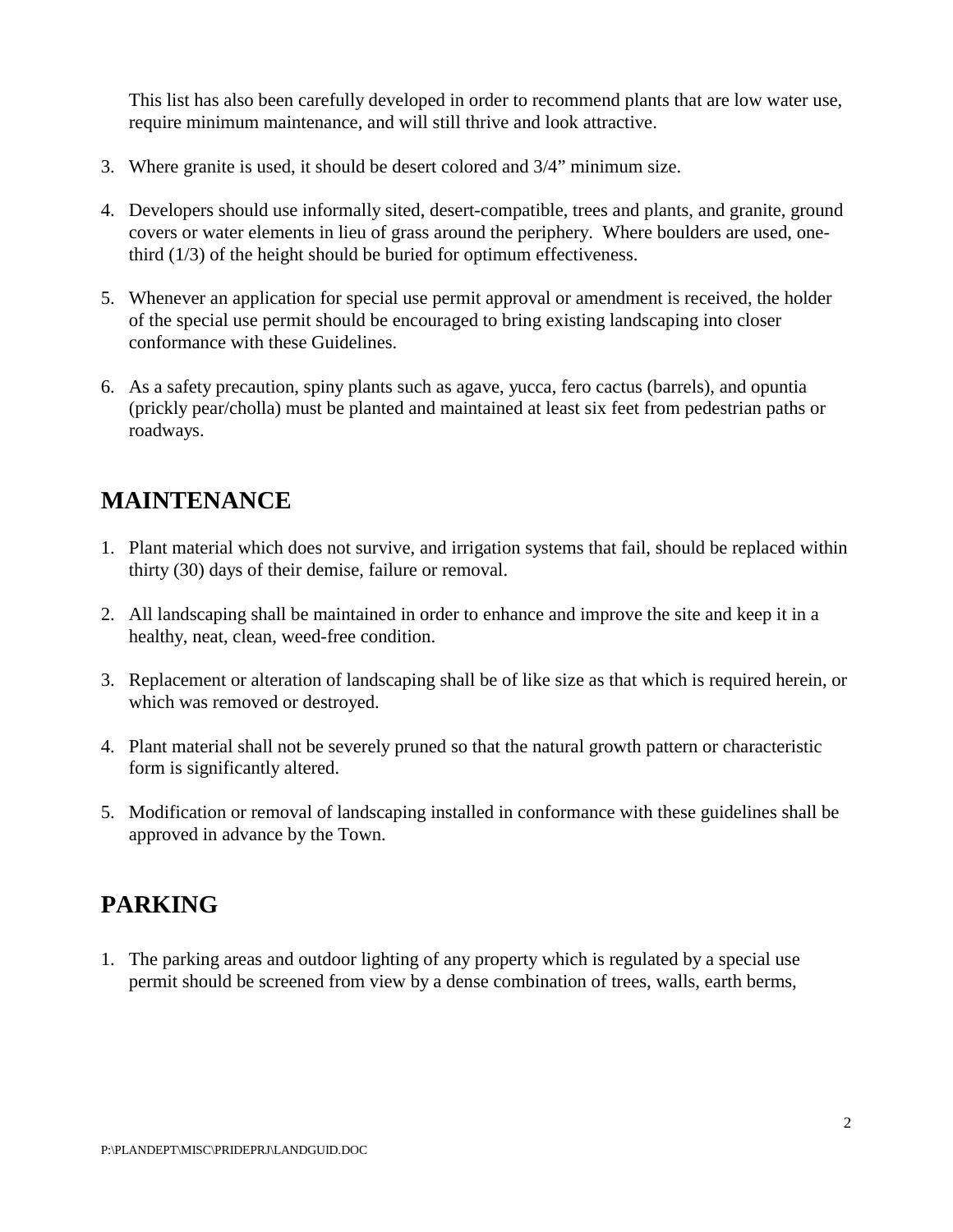This list has also been carefully developed in order to recommend plants that are low water use, require minimum maintenance, and will still thrive and look attractive.

3. Where granite is used, it should be desert colored and 3/4" minimum size.

4. Developers should use informally sited, desert-compatible, trees and plants, and granite, ground covers or water elements in lieu of grass around the periphery. Where boulders are used, one-third (1/3) of the height should be buried for optimum effectiveness.

5. Whenever an application for special use permit approval or amendment is received, the holder of the special use permit should be encouraged to bring existing landscaping into closer conformance with these Guidelines.

6. As a safety precaution, spiny plants such as agave, yucca, fero cactus (barrels), and opuntia (prickly pear/cholla) must be planted and maintained at least six feet from pedestrian paths or roadways.

## MAINTENANCE

1. Plant material which does not survive, and irrigation systems that fail, should be replaced within thirty (30) days of their demise, failure or removal.

2. All landscaping shall be maintained in order to enhance and improve the site and keep it in a healthy, neat, clean, weed-free condition.

3. Replacement or alteration of landscaping shall be of like size as that which is required herein, or which was removed or destroyed.

4. Plant material shall not be severely pruned so that the natural growth pattern or characteristic form is significantly altered.

5. Modification or removal of landscaping installed in conformance with these guidelines shall be approved in advance by the Town.

## PARKING

1. The parking areas and outdoor lighting of any property which is regulated by a special use permit should be screened from view by a dense combination of trees, walls, earth berms,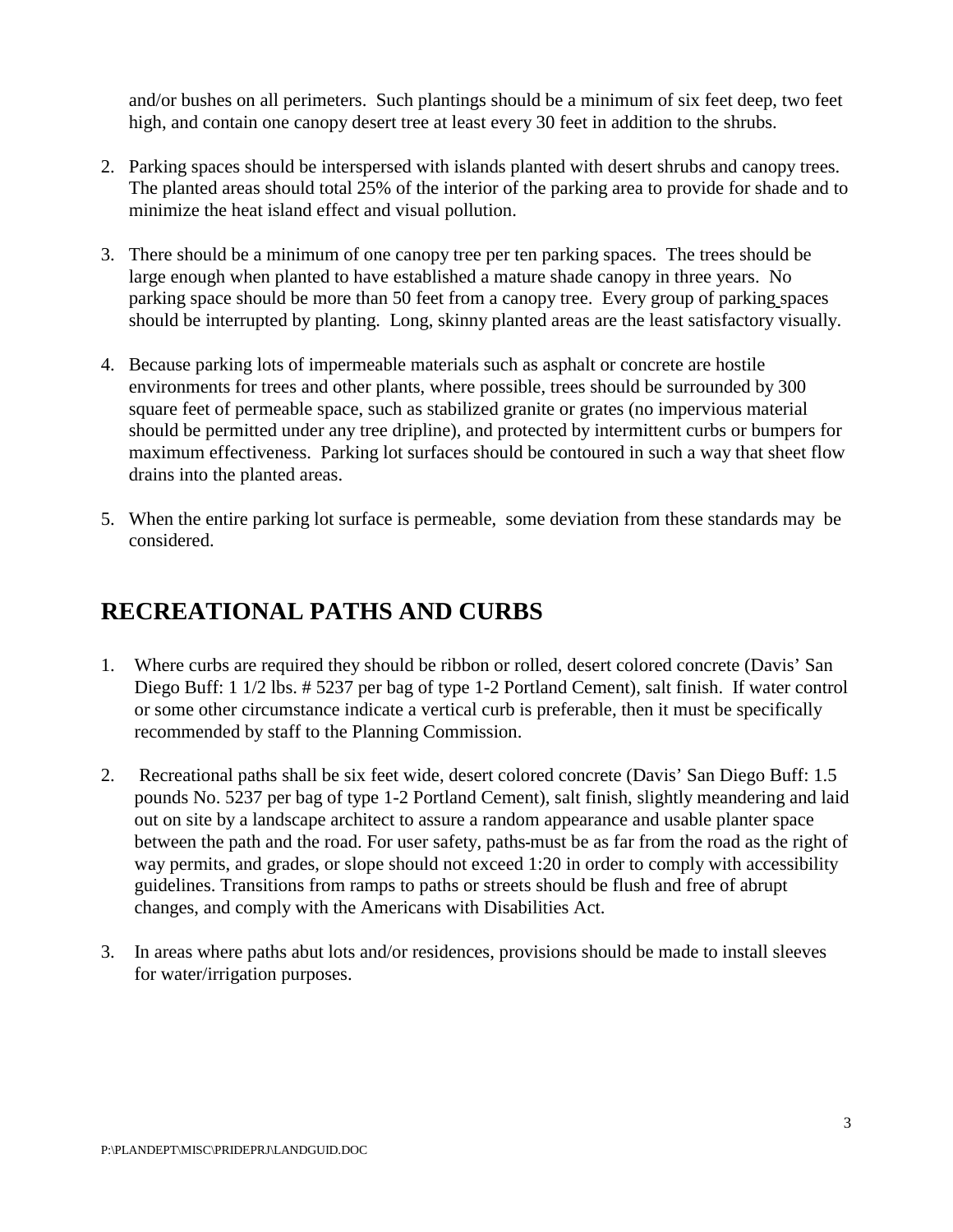and/or bushes on all perimeters. Such plantings should be a minimum of six feet deep, two feet high, and contain one canopy desert tree at least every 30 feet in addition to the shrubs.

2. Parking spaces should be interspersed with islands planted with desert shrubs and canopy trees. The planted areas should total 25% of the interior of the parking area to provide for shade and to minimize the heat island effect and visual pollution.

3. There should be a minimum of one canopy tree per ten parking spaces. The trees should be large enough when planted to have established a mature shade canopy in three years. No parking space should be more than 50 feet from a canopy tree. Every group of parking spaces should be interrupted by planting. Long, skinny planted areas are the least satisfactory visually.

4. Because parking lots of impermeable materials such as asphalt or concrete are hostile environments for trees and other plants, where possible, trees should be surrounded by 300 square feet of permeable space, such as stabilized granite or grates (no impervious material should be permitted under any tree dripline), and protected by intermittent curbs or bumpers for maximum effectiveness. Parking lot surfaces should be contoured in such a way that sheet flow drains into the planted areas.

5. When the entire parking lot surface is permeable, some deviation from these standards may be considered.

## RECREATIONAL PATHS AND CURBS

1. Where curbs are required they should be ribbon or rolled, desert colored concrete (Davis' San Diego Buff: 1 1/2 lbs. # 5237 per bag of type 1-2 Portland Cement), salt finish. If water control or some other circumstance indicate a vertical curb is preferable, then it must be specifically recommended by staff to the Planning Commission.

2. Recreational paths shall be six feet wide, desert colored concrete (Davis' San Diego Buff: 1.5 pounds No. 5237 per bag of type 1-2 Portland Cement), salt finish, slightly meandering and laid out on site by a landscape architect to assure a random appearance and usable planter space between the path and the road. For user safety, paths must be as far from the road as the right of way permits, and grades, or slope should not exceed 1:20 in order to comply with accessibility guidelines. Transitions from ramps to paths or streets should be flush and free of abrupt changes, and comply with the Americans with Disabilities Act.

3. In areas where paths abut lots and/or residences, provisions should be made to install sleeves for water/irrigation purposes.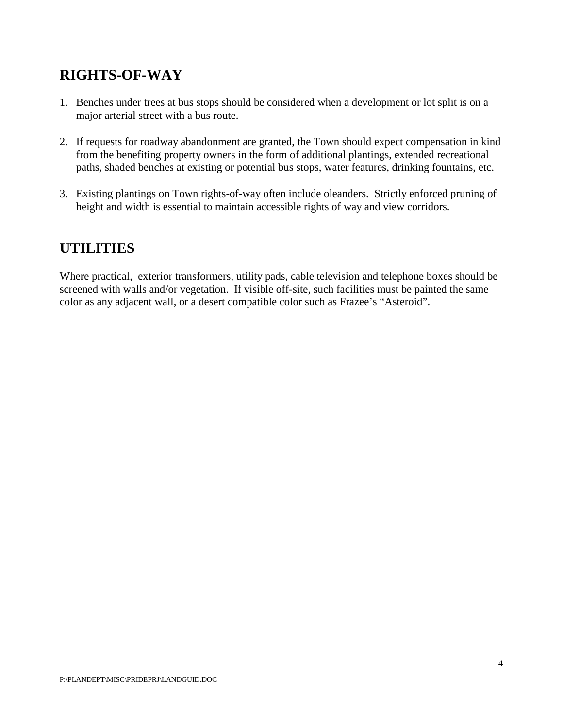## RIGHTS-OF-WAY

1. Benches under trees at bus stops should be considered when a development or lot split is on a major arterial street with a bus route.

2. If requests for roadway abandonment are granted, the Town should expect compensation in kind from the benefiting property owners in the form of additional plantings, extended recreational paths, shaded benches at existing or potential bus stops, water features, drinking fountains, etc.

3. Existing plantings on Town rights-of-way often include oleanders. Strictly enforced pruning of height and width is essential to maintain accessible rights of way and view corridors.

## UTILITIES

Where practical, exterior transformers, utility pads, cable television and telephone boxes should be screened with walls and/or vegetation. If visible off-site, such facilities must be painted the same color as any adjacent wall, or a desert compatible color such as Frazee's "Asteroid".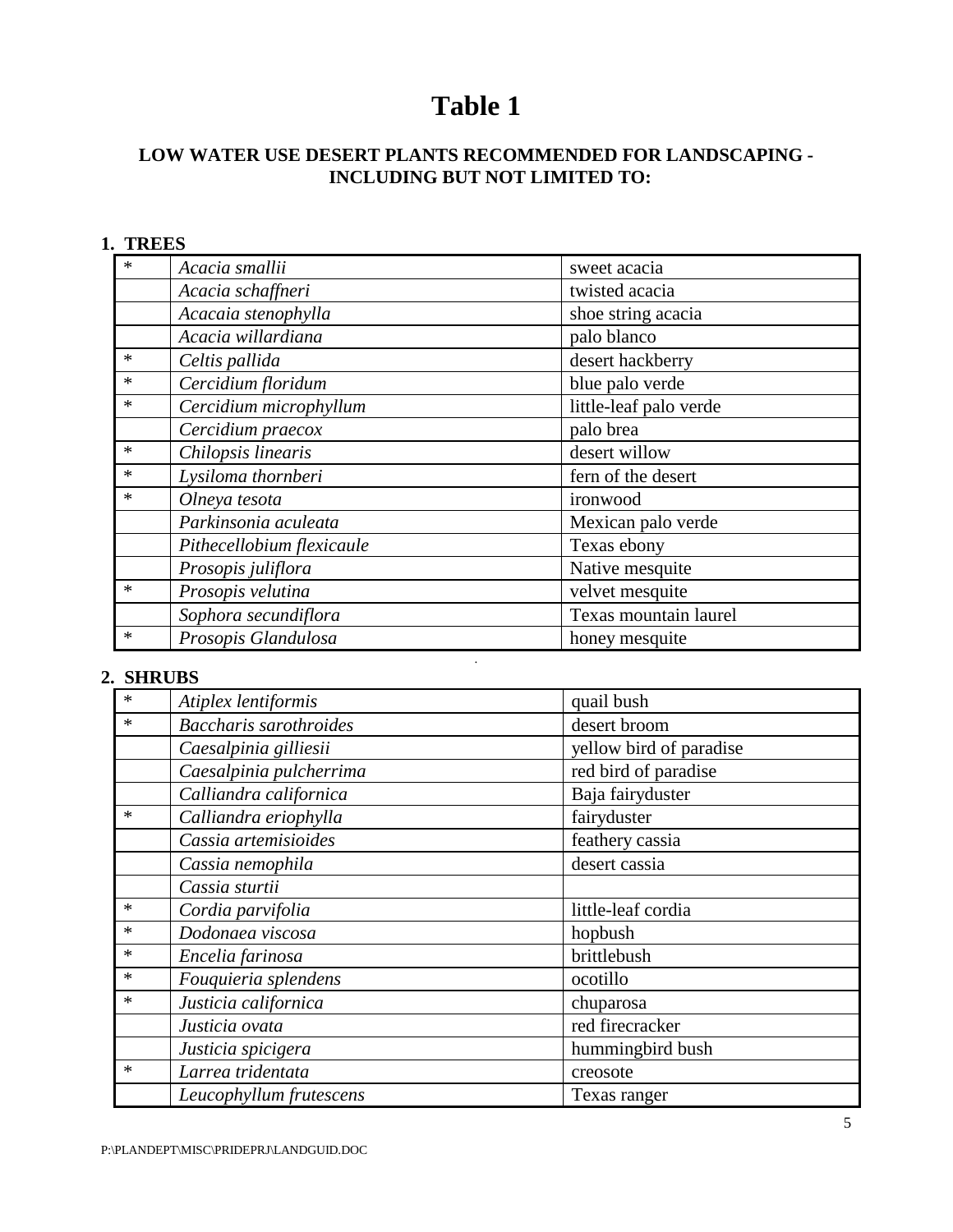# Table 1

### LOW WATER USE DESERT PLANTS RECOMMENDED FOR LANDSCAPING - INCLUDING BUT NOT LIMITED TO:

**1. TREES**

| | | |
|---|---|---|
| * | *Acacia smallii* | sweet acacia |
| | *Acacia schaffneri* | twisted acacia |
| | *Acacaia stenophylla* | shoe string acacia |
| | *Acacia willardiana* | palo blanco |
| * | *Celtis pallida* | desert hackberry |
| * | *Cercidium floridum* | blue palo verde |
| * | *Cercidium microphyllum* | little-leaf palo verde |
| | *Cercidium praecox* | palo brea |
| * | *Chilopsis linearis* | desert willow |
| * | *Lysiloma thornberi* | fern of the desert |
| * | *Olneya tesota* | ironwood |
| | *Parkinsonia aculeata* | Mexican palo verde |
| | *Pithecellobium flexicaule* | Texas ebony |
| | *Prosopis juliflora* | Native mesquite |
| * | *Prosopis velutina* | velvet mesquite |
| | *Sophora secundiflora* | Texas mountain laurel |
| * | *Prosopis Glandulosa* | honey mesquite |

**2. SHRUBS**

| | | |
|---|---|---|
| * | *Atiplex lentiformis* | quail bush |
| * | *Baccharis sarothroides* | desert broom |
| | *Caesalpinia gilliesii* | yellow bird of paradise |
| | *Caesalpinia pulcherrima* | red bird of paradise |
| | *Calliandra californica* | Baja fairyduster |
| * | *Calliandra eriophylla* | fairyduster |
| | *Cassia artemisioides* | feathery cassia |
| | *Cassia nemophila* | desert cassia |
| | *Cassia sturtii* | |
| * | *Cordia parvifolia* | little-leaf cordia |
| * | *Dodonaea viscosa* | hopbush |
| * | *Encelia farinosa* | brittlebush |
| * | *Fouquieria splendens* | ocotillo |
| * | *Justicia californica* | chuparosa |
| | *Justicia ovata* | red firecracker |
| | *Justicia spicigera* | hummingbird bush |
| * | *Larrea tridentata* | creosote |
| | *Leucophyllum frutescens* | Texas ranger |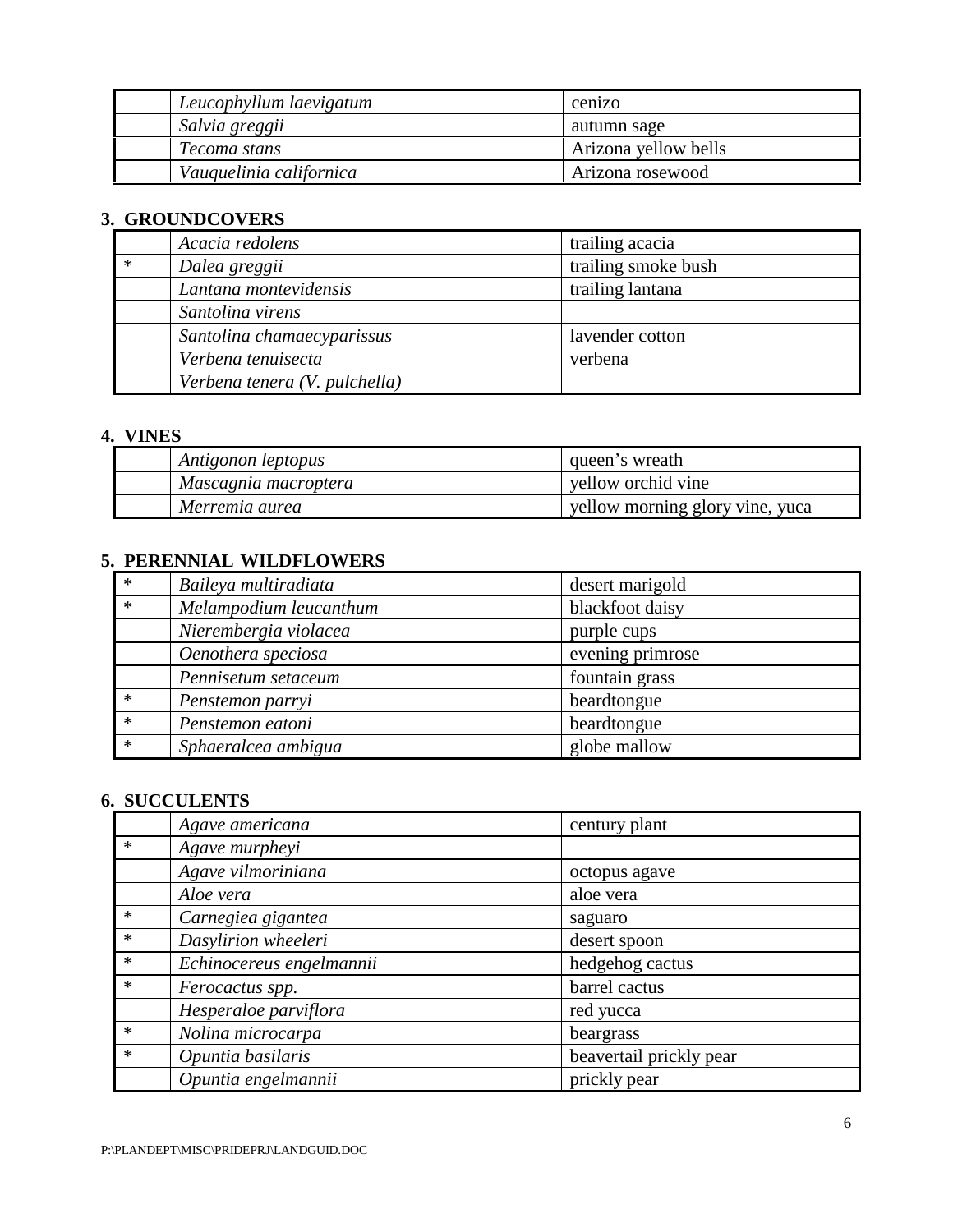| | | |
|---|---|---|
| | *Leucophyllum laevigatum* | cenizo |
| | *Salvia greggii* | autumn sage |
| | *Tecoma stans* | Arizona yellow bells |
| | *Vauquelinia californica* | Arizona rosewood |

**3. GROUNDCOVERS**

| | | |
|---|---|---|
| | *Acacia redolens* | trailing acacia |
| * | *Dalea greggii* | trailing smoke bush |
| | *Lantana montevidensis* | trailing lantana |
| | *Santolina virens* | |
| | *Santolina chamaecyparissus* | lavender cotton |
| | *Verbena tenuisecta* | verbena |
| | *Verbena tenera (V. pulchella)* | |

**4. VINES**

| | | |
|---|---|---|
| | *Antigonon leptopus* | queen's wreath |
| | *Mascagnia macroptera* | yellow orchid vine |
| | *Merremia aurea* | yellow morning glory vine, yuca |

**5. PERENNIAL WILDFLOWERS**

| | | |
|---|---|---|
| * | *Baileya multiradiata* | desert marigold |
| * | *Melampodium leucanthum* | blackfoot daisy |
| | *Nierembergia violacea* | purple cups |
| | *Oenothera speciosa* | evening primrose |
| | *Pennisetum setaceum* | fountain grass |
| * | *Penstemon parryi* | beardtongue |
| * | *Penstemon eatoni* | beardtongue |
| * | *Sphaeralcea ambigua* | globe mallow |

**6. SUCCULENTS**

| | | |
|---|---|---|
| | *Agave americana* | century plant |
| * | *Agave murpheyi* | |
| | *Agave vilmoriniana* | octopus agave |
| | *Aloe vera* | aloe vera |
| * | *Carnegiea gigantea* | saguaro |
| * | *Dasylirion wheeleri* | desert spoon |
| * | *Echinocereus engelmannii* | hedgehog cactus |
| * | *Ferocactus spp.* | barrel cactus |
| | *Hesperaloe parviflora* | red yucca |
| * | *Nolina microcarpa* | beargrass |
| * | *Opuntia basilaris* | beavertail prickly pear |
| | *Opuntia engelmannii* | prickly pear |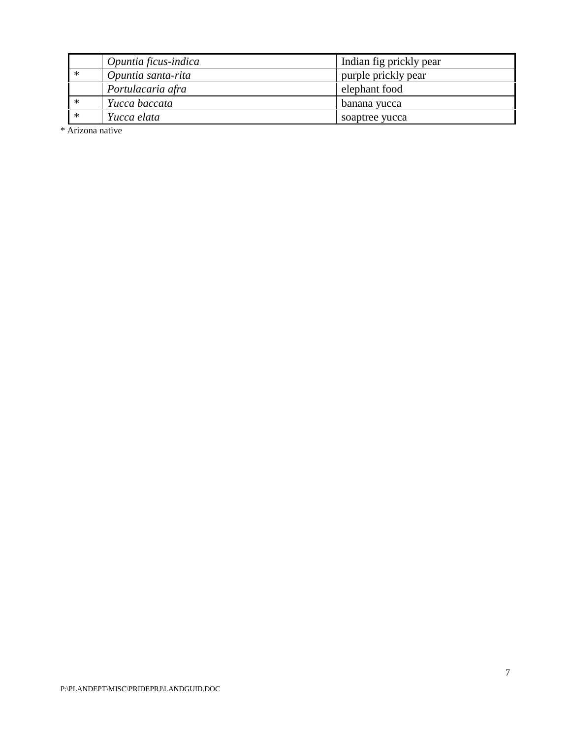| | | |
|---|---|---|
| | *Opuntia ficus-indica* | Indian fig prickly pear |
| * | *Opuntia santa-rita* | purple prickly pear |
| | *Portulacaria afra* | elephant food |
| * | *Yucca baccata* | banana yucca |
| * | *Yucca elata* | soaptree yucca |

* Arizona native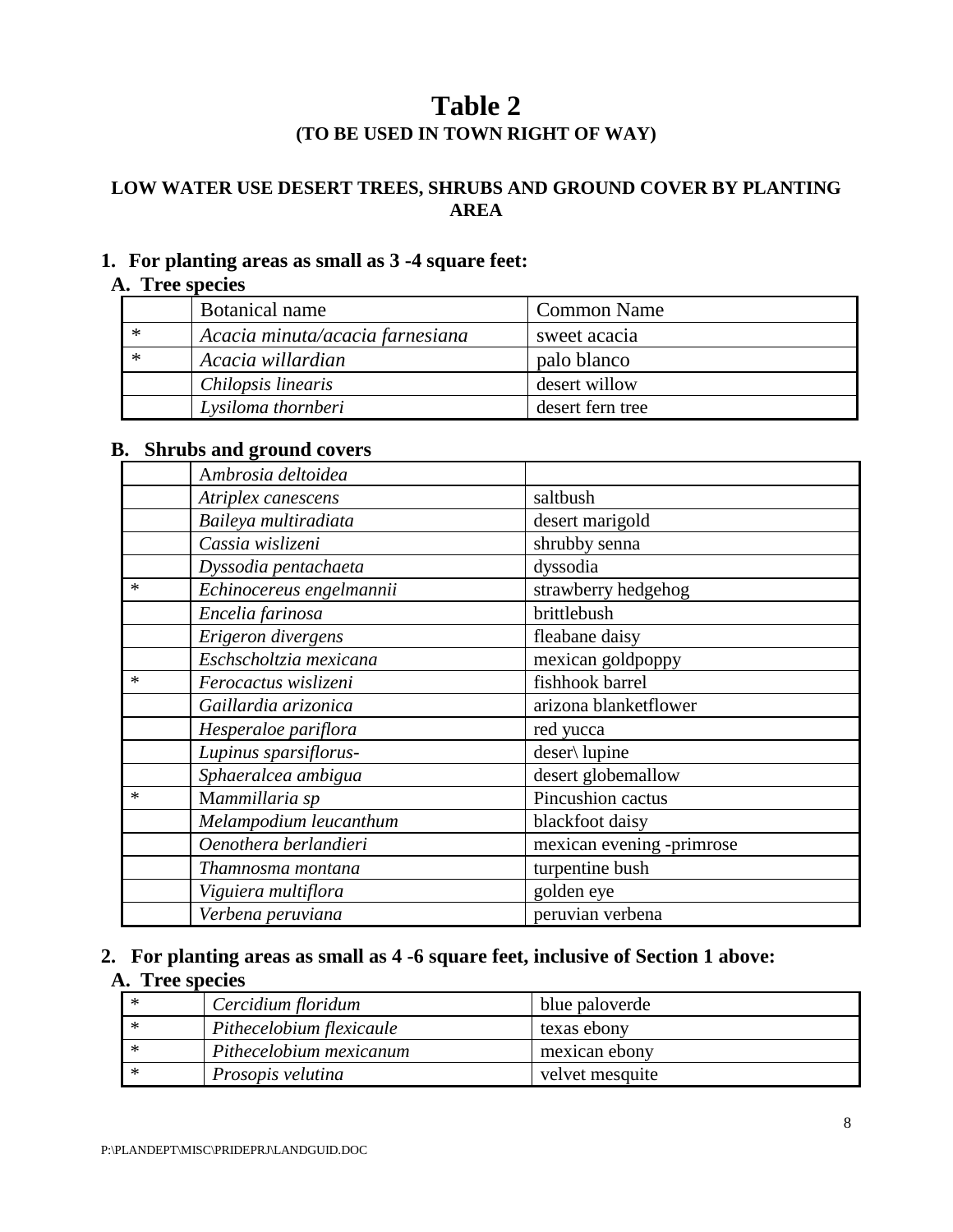# Table 2

## (TO BE USED IN TOWN RIGHT OF WAY)

### LOW WATER USE DESERT TREES, SHRUBS AND GROUND COVER BY PLANTING AREA

**1. For planting areas as small as 3 -4 square feet:**

**A. Tree species**

| | Botanical name | Common Name |
|---|---|---|
| * | *Acacia minuta/acacia farnesiana* | sweet acacia |
| * | *Acacia willardian* | palo blanco |
| | *Chilopsis linearis* | desert willow |
| | *Lysiloma thornberi* | desert fern tree |

**B. Shrubs and ground covers**

| | | |
|---|---|---|
| | *Ambrosia deltoidea* | |
| | *Atriplex canescens* | saltbush |
| | *Baileya multiradiata* | desert marigold |
| | *Cassia wislizeni* | shrubby senna |
| | *Dyssodia pentachaeta* | dyssodia |
| * | *Echinocereus engelmannii* | strawberry hedgehog |
| | *Encelia farinosa* | brittlebush |
| | *Erigeron divergens* | fleabane daisy |
| | *Eschscholtzia mexicana* | mexican goldpoppy |
| * | *Ferocactus wislizeni* | fishhook barrel |
| | *Gaillardia arizonica* | arizona blanketflower |
| | *Hesperaloe pariflora* | red yucca |
| | *Lupinus sparsiflorus-* | deser\ lupine |
| | *Sphaeralcea ambigua* | desert globemallow |
| * | *Mammillaria sp* | Pincushion cactus |
| | *Melampodium leucanthum* | blackfoot daisy |
| | *Oenothera berlandieri* | mexican evening -primrose |
| | *Thamnosma montana* | turpentine bush |
| | *Viguiera multiflora* | golden eye |
| | *Verbena peruviana* | peruvian verbena |

**2. For planting areas as small as 4 -6 square feet, inclusive of Section 1 above:**

**A. Tree species**

| | | |
|---|---|---|
| * | *Cercidium floridum* | blue paloverde |
| * | *Pithecelobium flexicaule* | texas ebony |
| * | *Pithecelobium mexicanum* | mexican ebony |
| * | *Prosopis velutina* | velvet mesquite |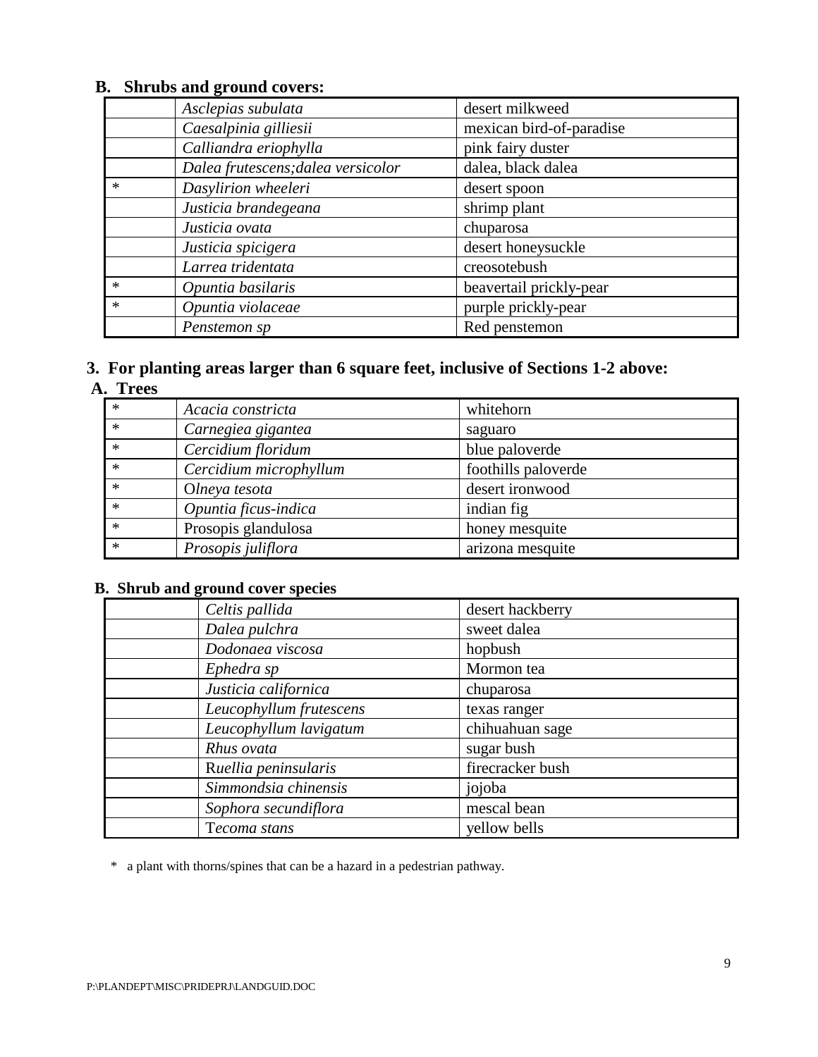**B. Shrubs and ground covers:**

| | | |
|---|---|---|
| | *Asclepias subulata* | desert milkweed |
| | *Caesalpinia gilliesii* | mexican bird-of-paradise |
| | *Calliandra eriophylla* | pink fairy duster |
| | *Dalea frutescens;dalea versicolor* | dalea, black dalea |
| * | *Dasylirion wheeleri* | desert spoon |
| | *Justicia brandegeana* | shrimp plant |
| | *Justicia ovata* | chuparosa |
| | *Justicia spicigera* | desert honeysuckle |
| | *Larrea tridentata* | creosotebush |
| * | *Opuntia basilaris* | beavertail prickly-pear |
| * | *Opuntia violaceae* | purple prickly-pear |
| | *Penstemon sp* | Red penstemon |

## 3. For planting areas larger than 6 square feet, inclusive of Sections 1-2 above:

**A. Trees**

| | | |
|---|---|---|
| * | *Acacia constricta* | whitehorn |
| * | *Carnegiea gigantea* | saguaro |
| * | *Cercidium floridum* | blue paloverde |
| * | *Cercidium microphyllum* | foothills paloverde |
| * | O*lneya tesota* | desert ironwood |
| * | *Opuntia ficus-indica* | indian fig |
| * | Prosopis glandulosa | honey mesquite |
| * | *Prosopis juliflora* | arizona mesquite |

**B. Shrub and ground cover species**

| | | |
|---|---|---|
| | *Celtis pallida* | desert hackberry |
| | *Dalea pulchra* | sweet dalea |
| | *Dodonaea viscosa* | hopbush |
| | *Ephedra sp* | Mormon tea |
| | *Justicia californica* | chuparosa |
| | *Leucophyllum frutescens* | texas ranger |
| | *Leucophyllum lavigatum* | chihuahuan sage |
| | *Rhus ovata* | sugar bush |
| | R*uellia peninsularis* | firecracker bush |
| | *Simmondsia chinensis* | jojoba |
| | *Sophora secundiflora* | mescal bean |
| | T*ecoma stans* | yellow bells |

\* a plant with thorns/spines that can be a hazard in a pedestrian pathway.

P:\PLANDEPT\MISC\PRIDEPRJ\LANDGUID.DOC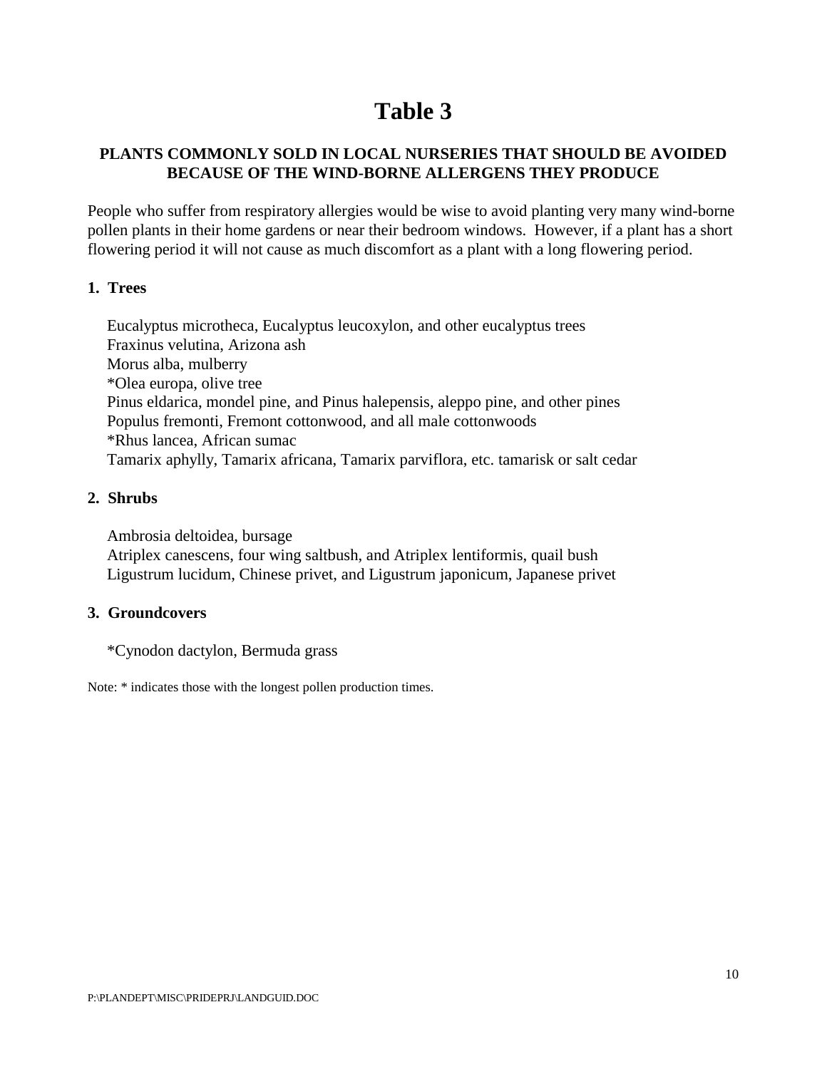# Table 3

## PLANTS COMMONLY SOLD IN LOCAL NURSERIES THAT SHOULD BE AVOIDED BECAUSE OF THE WIND-BORNE ALLERGENS THEY PRODUCE

People who suffer from respiratory allergies would be wise to avoid planting very many wind-borne pollen plants in their home gardens or near their bedroom windows. However, if a plant has a short flowering period it will not cause as much discomfort as a plant with a long flowering period.

### 1. Trees

Eucalyptus microtheca, Eucalyptus leucoxylon, and other eucalyptus trees
Fraxinus velutina, Arizona ash
Morus alba, mulberry
*Olea europa, olive tree
Pinus eldarica, mondel pine, and Pinus halepensis, aleppo pine, and other pines
Populus fremonti, Fremont cottonwood, and all male cottonwoods
*Rhus lancea, African sumac
Tamarix aphylly, Tamarix africana, Tamarix parviflora, etc. tamarisk or salt cedar

### 2. Shrubs

Ambrosia deltoidea, bursage
Atriplex canescens, four wing saltbush, and Atriplex lentiformis, quail bush
Ligustrum lucidum, Chinese privet, and Ligustrum japonicum, Japanese privet

### 3. Groundcovers

*Cynodon dactylon, Bermuda grass

Note: * indicates those with the longest pollen production times.

P:\PLANDEPT\MISC\PRIDEPRJ\LANDGUID.DOC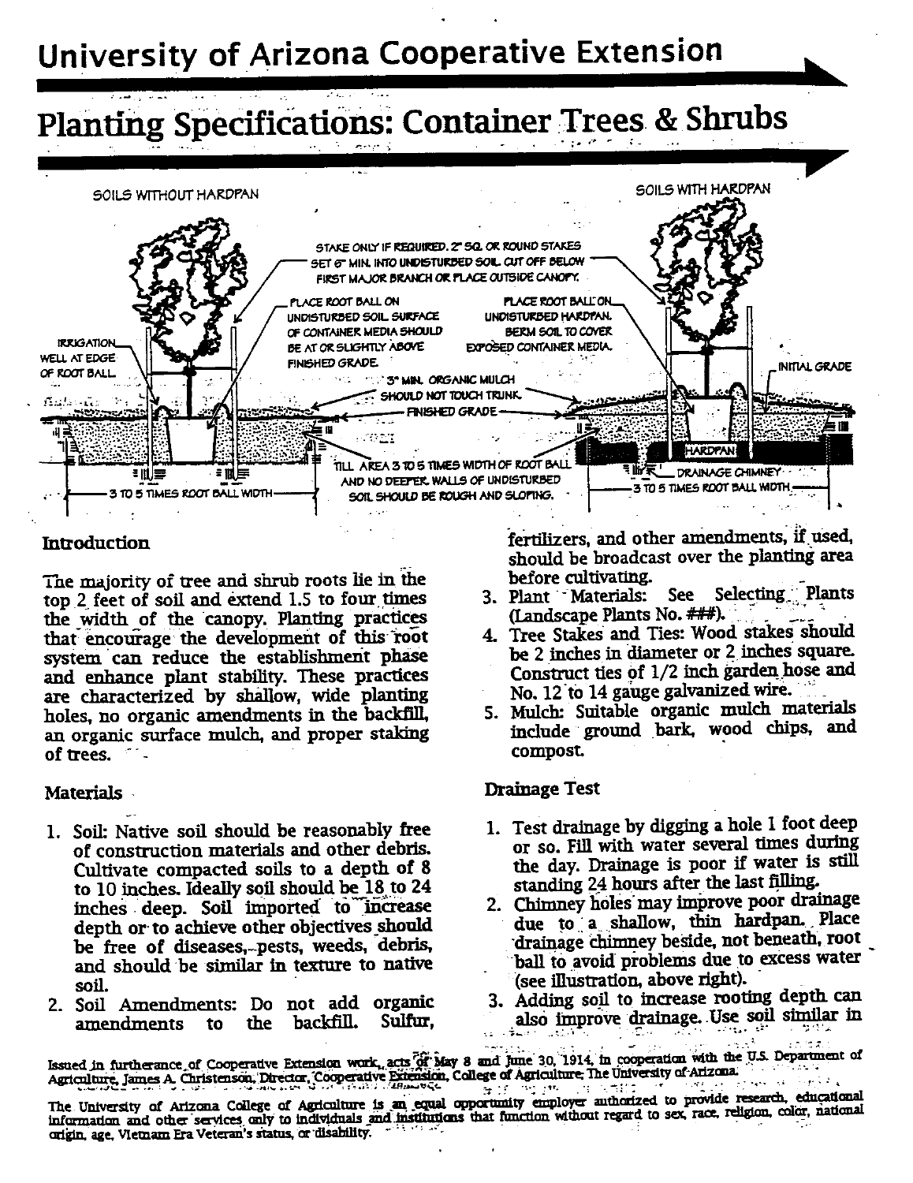# University of Arizona Cooperative Extension

## Planting Specifications: Container Trees & Shrubs

SOILS WITHOUT HARDPAN

SOILS WITH HARDPAN

STAKE ONLY IF REQUIRED. 2" SQ. OR ROUND STAKES SET 6" MIN. INTO UNDISTURBED SOIL. CUT OFF BELOW FIRST MAJOR BRANCH OR PLACE OUTSIDE CANOPY.

PLACE ROOT BALL ON UNDISTURBED SOIL. SURFACE OF CONTAINER MEDIA SHOULD BE AT OR SLIGHTLY ABOVE FINISHED GRADE.

PLACE ROOT BALL ON UNDISTURBED HARDPAN. BERM SOIL TO COVER EXPOSED CONTAINER MEDIA.

IRRIGATION WELL AT EDGE OF ROOT BALL

INITIAL GRADE

3" MIN. ORGANIC MULCH SHOULD NOT TOUCH TRUNK.

FINISHED GRADE

HARDPAN

TILL AREA 3 TO 5 TIMES WIDTH OF ROOT BALL AND NO DEEPER. WALLS OF UNDISTURBED SOIL SHOULD BE ROUGH AND SLOPING.

DRAINAGE CHIMNEY

3 TO 5 TIMES ROOT BALL WIDTH

3 TO 5 TIMES ROOT BALL WIDTH

### Introduction

The majority of tree and shrub roots lie in the top 2 feet of soil and extend 1.5 to four times the width of the canopy. Planting practices that encourage the development of this root system can reduce the establishment phase and enhance plant stability. These practices are characterized by shallow, wide planting holes, no organic amendments in the backfill, an organic surface mulch, and proper staking of trees.

### Materials

1. Soil: Native soil should be reasonably free of construction materials and other debris. Cultivate compacted soils to a depth of 8 to 10 inches. Ideally soil should be 18 to 24 inches deep. Soil imported to increase depth or to achieve other objectives should be free of diseases, pests, weeds, debris, and should be similar in texture to native soil.
2. Soil Amendments: Do not add organic amendments to the backfill. Sulfur, fertilizers, and other amendments, if used, should be broadcast over the planting area before cultivating.
3. Plant Materials: See Selecting Plants (Landscape Plants No. ###).
4. Tree Stakes and Ties: Wood stakes should be 2 inches in diameter or 2 inches square. Construct ties of 1/2 inch garden hose and No. 12 to 14 gauge galvanized wire.
5. Mulch: Suitable organic mulch materials include ground bark, wood chips, and compost.

### Drainage Test

1. Test drainage by digging a hole 1 foot deep or so. Fill with water several times during the day. Drainage is poor if water is still standing 24 hours after the last filling.
2. Chimney holes may improve poor drainage due to a shallow, thin hardpan. Place drainage chimney beside, not beneath, root ball to avoid problems due to excess water (see illustration, above right).
3. Adding soil to increase rooting depth can also improve drainage. Use soil similar in

Issued in furtherance of Cooperative Extension work, acts of May 8 and June 30, 1914, in cooperation with the U.S. Department of Agriculture, James A. Christenson, Director, Cooperative Extension, College of Agriculture, The University of Arizona.

The University of Arizona College of Agriculture is an equal opportunity employer authorized to provide research, educational information and other services only to individuals and institutions that function without regard to sex, race, religion, color, national origin, age, Vietnam Era Veteran's status, or disability.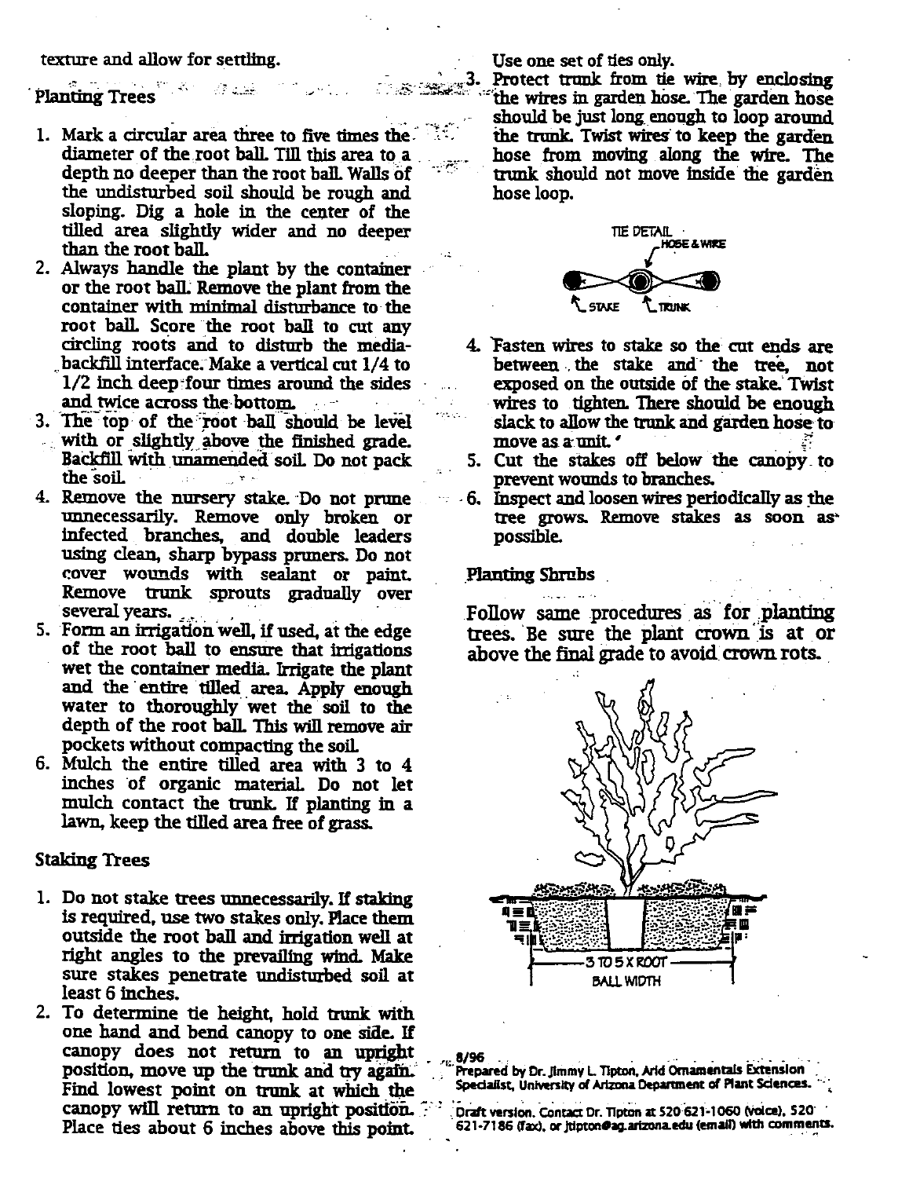texture and allow for settling.

## Planting Trees

1. Mark a circular area three to five times the diameter of the root ball. Till this area to a depth no deeper than the root ball. Walls of the undisturbed soil should be rough and sloping. Dig a hole in the center of the tilled area slightly wider and no deeper than the root ball.
2. Always handle the plant by the container or the root ball. Remove the plant from the container with minimal disturbance to the root ball. Score the root ball to cut any circling roots and to disturb the media-backfill interface. Make a vertical cut 1/4 to 1/2 inch deep four times around the sides and twice across the bottom.
3. The top of the root ball should be level with or slightly above the finished grade. Backfill with unamended soil. Do not pack the soil.
4. Remove the nursery stake. Do not prune unnecessarily. Remove only broken or infected branches, and double leaders using clean, sharp bypass pruners. Do not cover wounds with sealant or paint. Remove trunk sprouts gradually over several years.
5. Form an irrigation well, if used, at the edge of the root ball to ensure that irrigations wet the container media. Irrigate the plant and the entire tilled area. Apply enough water to thoroughly wet the soil to the depth of the root ball. This will remove air pockets without compacting the soil.
6. Mulch the entire tilled area with 3 to 4 inches of organic material. Do not let mulch contact the trunk. If planting in a lawn, keep the tilled area free of grass.

## Staking Trees

1. Do not stake trees unnecessarily. If staking is required, use two stakes only. Place them outside the root ball and irrigation well at right angles to the prevailing wind. Make sure stakes penetrate undisturbed soil at least 6 inches.
2. To determine tie height, hold trunk with one hand and bend canopy to one side. If canopy does not return to an upright position, move up the trunk and try again. Find lowest point on trunk at which the canopy will return to an upright position. Place ties about 6 inches above this point. Use one set of ties only.
3. Protect trunk from tie wire by enclosing the wires in garden hose. The garden hose should be just long enough to loop around the trunk. Twist wires to keep the garden hose from moving along the wire. The trunk should not move inside the garden hose loop.

TIE DETAIL — HOSE & WIRE — STAKE — TRUNK

4. Fasten wires to stake so the cut ends are between the stake and the tree, not exposed on the outside of the stake. Twist wires to tighten. There should be enough slack to allow the trunk and garden hose to move as a unit.
5. Cut the stakes off below the canopy to prevent wounds to branches.
6. Inspect and loosen wires periodically as the tree grows. Remove stakes as soon as possible.

## Planting Shrubs

Follow same procedures as for planting trees. Be sure the plant crown is at or above the final grade to avoid crown rots.

3 TO 5 X ROOT BALL WIDTH

8/96
Prepared by Dr. Jimmy L. Tipton, Arid Ornamentals Extension Specialist, University of Arizona Department of Plant Sciences.

Draft version. Contact Dr. Tipton at 520 621-1060 (voice), 520 621-7186 (fax), or jtipton@ag.arizona.edu (email) with comments.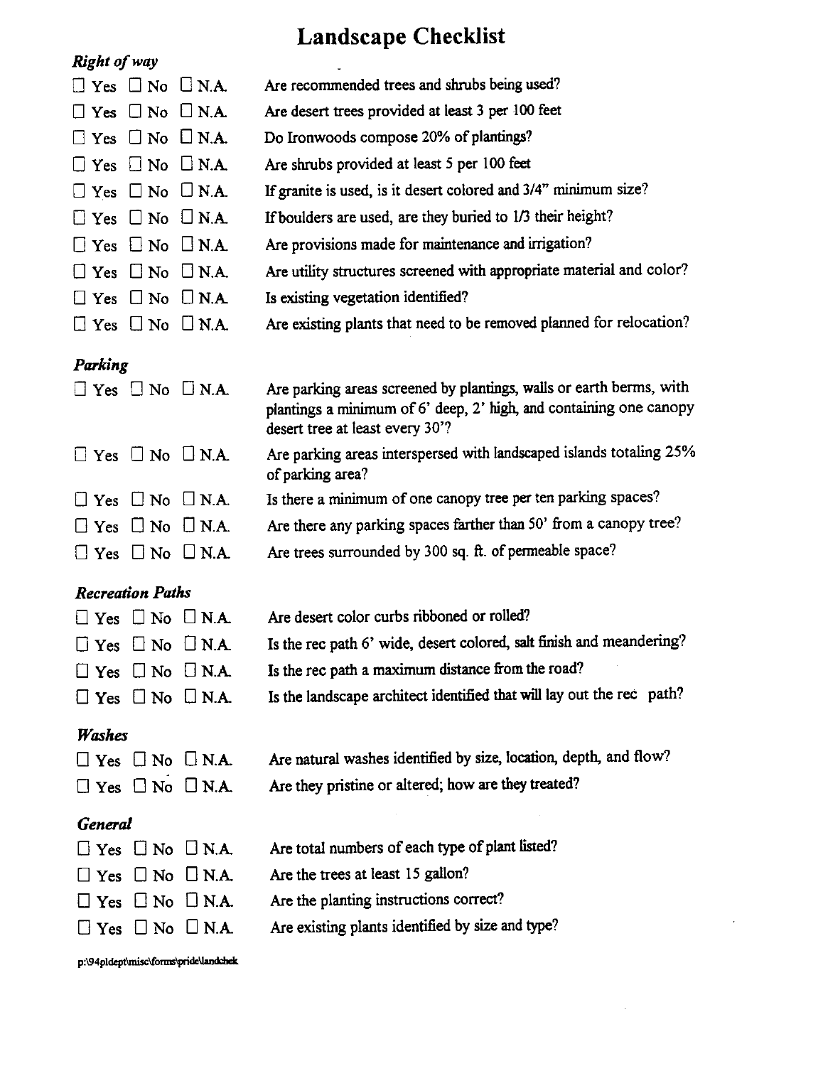# Landscape Checklist

### *Right of way*

- ☐ Yes ☐ No ☐ N.A. Are recommended trees and shrubs being used?
- ☐ Yes ☐ No ☐ N.A. Are desert trees provided at least 3 per 100 feet
- ☐ Yes ☐ No ☐ N.A. Do Ironwoods compose 20% of plantings?
- ☐ Yes ☐ No ☐ N.A. Are shrubs provided at least 5 per 100 feet
- ☐ Yes ☐ No ☐ N.A. If granite is used, is it desert colored and 3/4" minimum size?
- ☐ Yes ☐ No ☐ N.A. If boulders are used, are they buried to 1/3 their height?
- ☐ Yes ☐ No ☐ N.A. Are provisions made for maintenance and irrigation?
- ☐ Yes ☐ No ☐ N.A. Are utility structures screened with appropriate material and color?
- ☐ Yes ☐ No ☐ N.A. Is existing vegetation identified?
- ☐ Yes ☐ No ☐ N.A. Are existing plants that need to be removed planned for relocation?

### *Parking*

- ☐ Yes ☐ No ☐ N.A. Are parking areas screened by plantings, walls or earth berms, with plantings a minimum of 6' deep, 2' high, and containing one canopy desert tree at least every 30'?
- ☐ Yes ☐ No ☐ N.A. Are parking areas interspersed with landscaped islands totaling 25% of parking area?
- ☐ Yes ☐ No ☐ N.A. Is there a minimum of one canopy tree per ten parking spaces?
- ☐ Yes ☐ No ☐ N.A. Are there any parking spaces farther than 50' from a canopy tree?
- ☐ Yes ☐ No ☐ N.A. Are trees surrounded by 300 sq. ft. of permeable space?

### *Recreation Paths*

- ☐ Yes ☐ No ☐ N.A. Are desert color curbs ribboned or rolled?
- ☐ Yes ☐ No ☐ N.A. Is the rec path 6' wide, desert colored, salt finish and meandering?
- ☐ Yes ☐ No ☐ N.A. Is the rec path a maximum distance from the road?
- ☐ Yes ☐ No ☐ N.A. Is the landscape architect identified that will lay out the rec path?

### *Washes*

- ☐ Yes ☐ No ☐ N.A. Are natural washes identified by size, location, depth, and flow?
- ☐ Yes ☐ No ☐ N.A. Are they pristine or altered; how are they treated?

### *General*

- ☐ Yes ☐ No ☐ N.A. Are total numbers of each type of plant listed?
- ☐ Yes ☐ No ☐ N.A. Are the trees at least 15 gallon?
- ☐ Yes ☐ No ☐ N.A. Are the planting instructions correct?
- ☐ Yes ☐ No ☐ N.A. Are existing plants identified by size and type?

p:\94pldept\misc\forms\pride\landchek